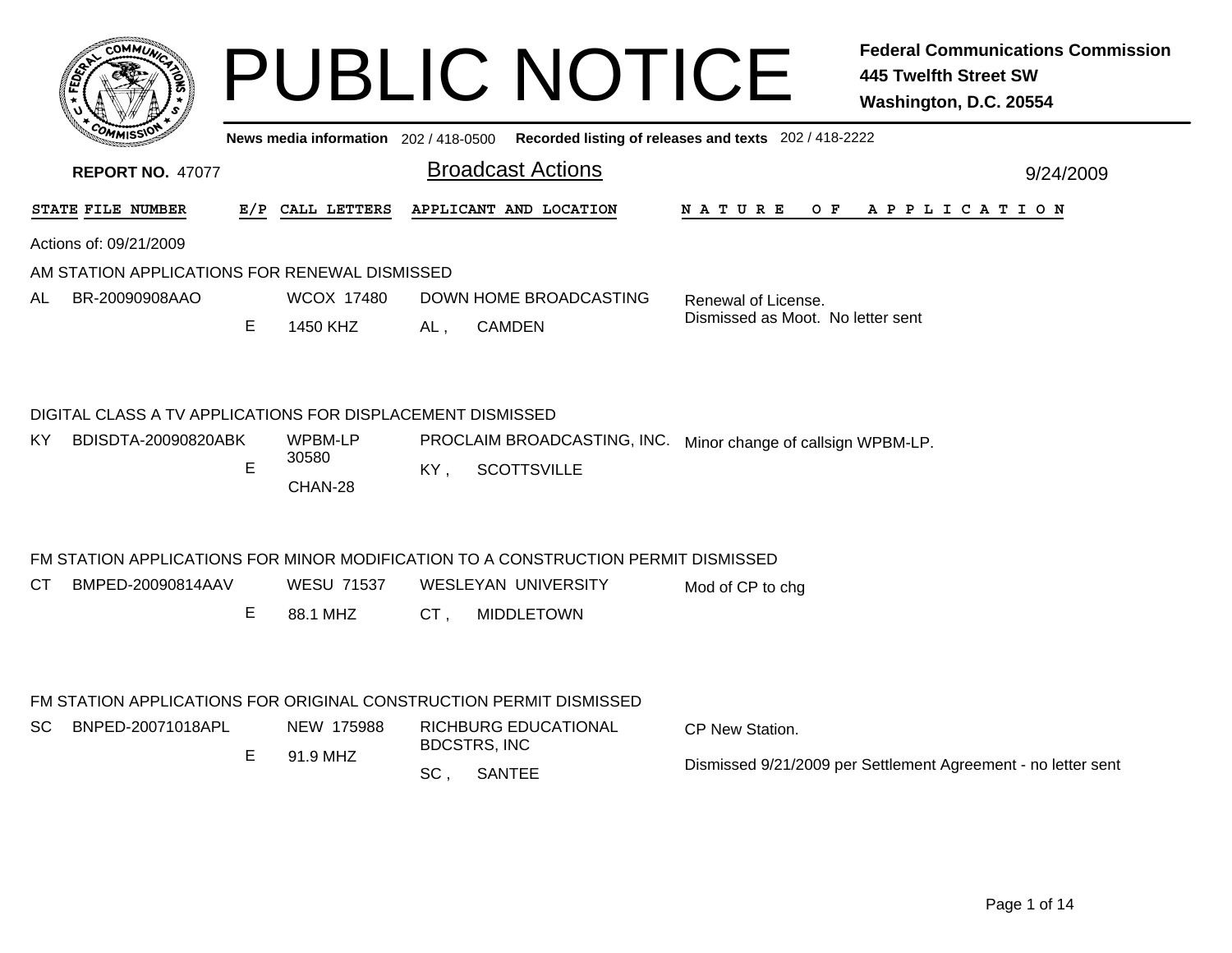# PUBLIC NOTICE

**Federal Communications Commission**
**445 Twelfth Street SW**
**Washington, D.C. 20554**

**News media information** 202 / 418-0500 **Recorded listing of releases and texts** 202 / 418-2222

**REPORT NO.** 47077

## Broadcast Actions

9/24/2009

| STATE | FILE NUMBER | E/P | CALL LETTERS | APPLICANT AND LOCATION | NATURE OF APPLICATION |
|---|---|---|---|---|---|

Actions of: 09/21/2009

### AM STATION APPLICATIONS FOR RENEWAL DISMISSED

| STATE | FILE NUMBER | E/P | CALL LETTERS | APPLICANT AND LOCATION | NATURE OF APPLICATION |
|---|---|---|---|---|---|
| AL | BR-20090908AAO | E | WCOX 17480<br>1450 KHZ | DOWN HOME BROADCASTING<br>AL , CAMDEN | Renewal of License.<br>Dismissed as Moot. No letter sent |

### DIGITAL CLASS A TV APPLICATIONS FOR DISPLACEMENT DISMISSED

| STATE | FILE NUMBER | E/P | CALL LETTERS | APPLICANT AND LOCATION | NATURE OF APPLICATION |
|---|---|---|---|---|---|
| KY | BDISDTA-20090820ABK | E | WPBM-LP 30580<br>CHAN-28 | PROCLAIM BROADCASTING, INC.<br>KY , SCOTTSVILLE | Minor change of callsign WPBM-LP. |

### FM STATION APPLICATIONS FOR MINOR MODIFICATION TO A CONSTRUCTION PERMIT DISMISSED

| STATE | FILE NUMBER | E/P | CALL LETTERS | APPLICANT AND LOCATION | NATURE OF APPLICATION |
|---|---|---|---|---|---|
| CT | BMPED-20090814AAV | E | WESU 71537<br>88.1 MHZ | WESLEYAN UNIVERSITY<br>CT , MIDDLETOWN | Mod of CP to chg |

### FM STATION APPLICATIONS FOR ORIGINAL CONSTRUCTION PERMIT DISMISSED

| STATE | FILE NUMBER | E/P | CALL LETTERS | APPLICANT AND LOCATION | NATURE OF APPLICATION |
|---|---|---|---|---|---|
| SC | BNPED-20071018APL | E | NEW 175988<br>91.9 MHZ | RICHBURG EDUCATIONAL BDCSTRS, INC<br>SC , SANTEE | CP New Station.<br>Dismissed 9/21/2009 per Settlement Agreement - no letter sent |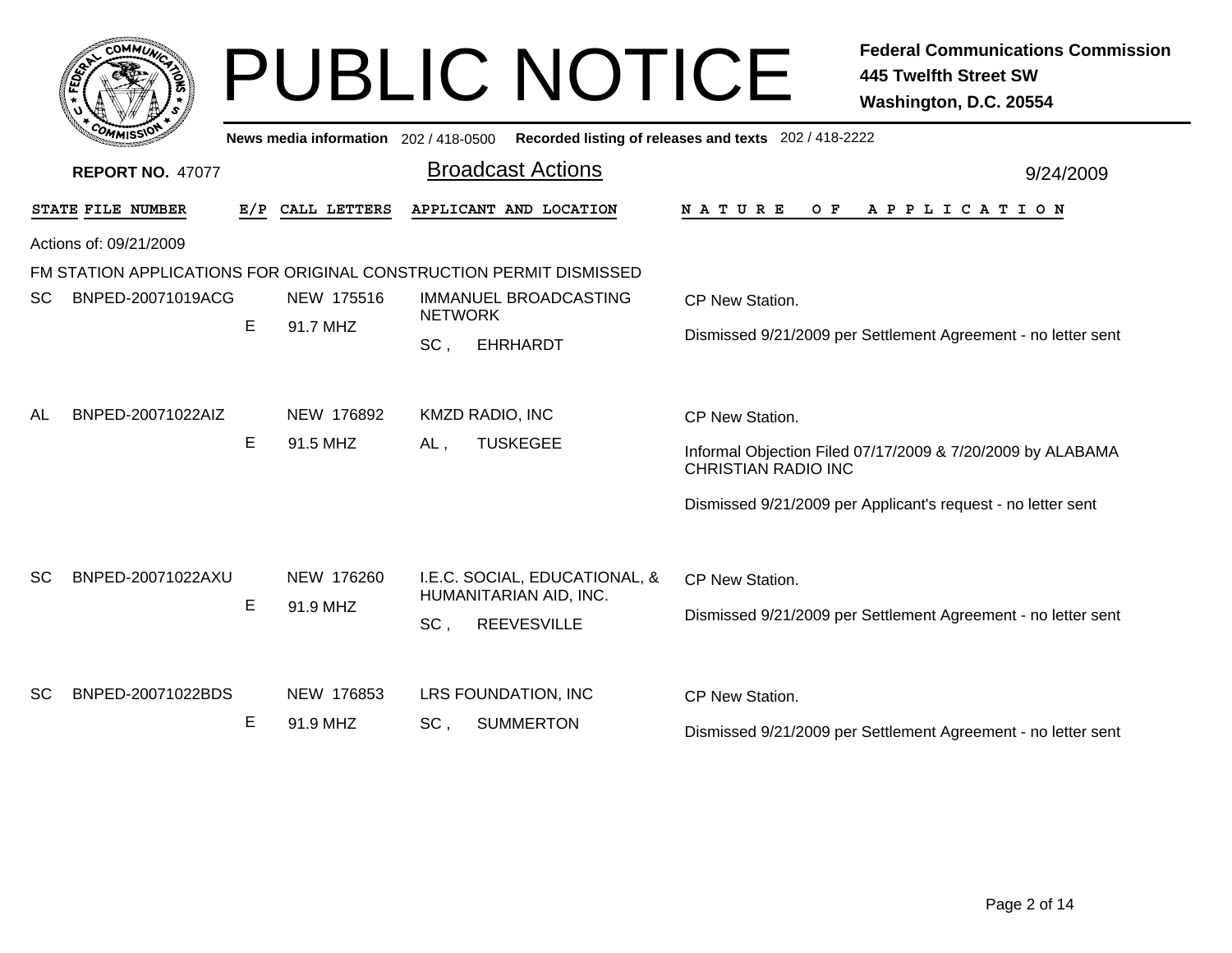# PUBLIC NOTICE

**Federal Communications Commission**
**445 Twelfth Street SW**
**Washington, D.C. 20554**

**News media information** 202 / 418-0500 **Recorded listing of releases and texts** 202 / 418-2222

**REPORT NO.** 47077

## Broadcast Actions

9/24/2009

Actions of: 09/21/2009

FM STATION APPLICATIONS FOR ORIGINAL CONSTRUCTION PERMIT DISMISSED

| STATE | FILE NUMBER | E/P | CALL LETTERS | APPLICANT AND LOCATION | NATURE OF APPLICATION |
|---|---|---|---|---|---|
| SC | BNPED-20071019ACG | E | NEW 175516<br>91.7 MHZ | IMMANUEL BROADCASTING NETWORK<br>SC , EHRHARDT | CP New Station.<br>Dismissed 9/21/2009 per Settlement Agreement - no letter sent |
| AL | BNPED-20071022AIZ | E | NEW 176892<br>91.5 MHZ | KMZD RADIO, INC<br>AL , TUSKEGEE | CP New Station.<br>Informal Objection Filed 07/17/2009 & 7/20/2009 by ALABAMA CHRISTIAN RADIO INC<br>Dismissed 9/21/2009 per Applicant's request - no letter sent |
| SC | BNPED-20071022AXU | E | NEW 176260<br>91.9 MHZ | I.E.C. SOCIAL, EDUCATIONAL, & HUMANITARIAN AID, INC.<br>SC , REEVESVILLE | CP New Station.<br>Dismissed 9/21/2009 per Settlement Agreement - no letter sent |
| SC | BNPED-20071022BDS | E | NEW 176853<br>91.9 MHZ | LRS FOUNDATION, INC<br>SC , SUMMERTON | CP New Station.<br>Dismissed 9/21/2009 per Settlement Agreement - no letter sent |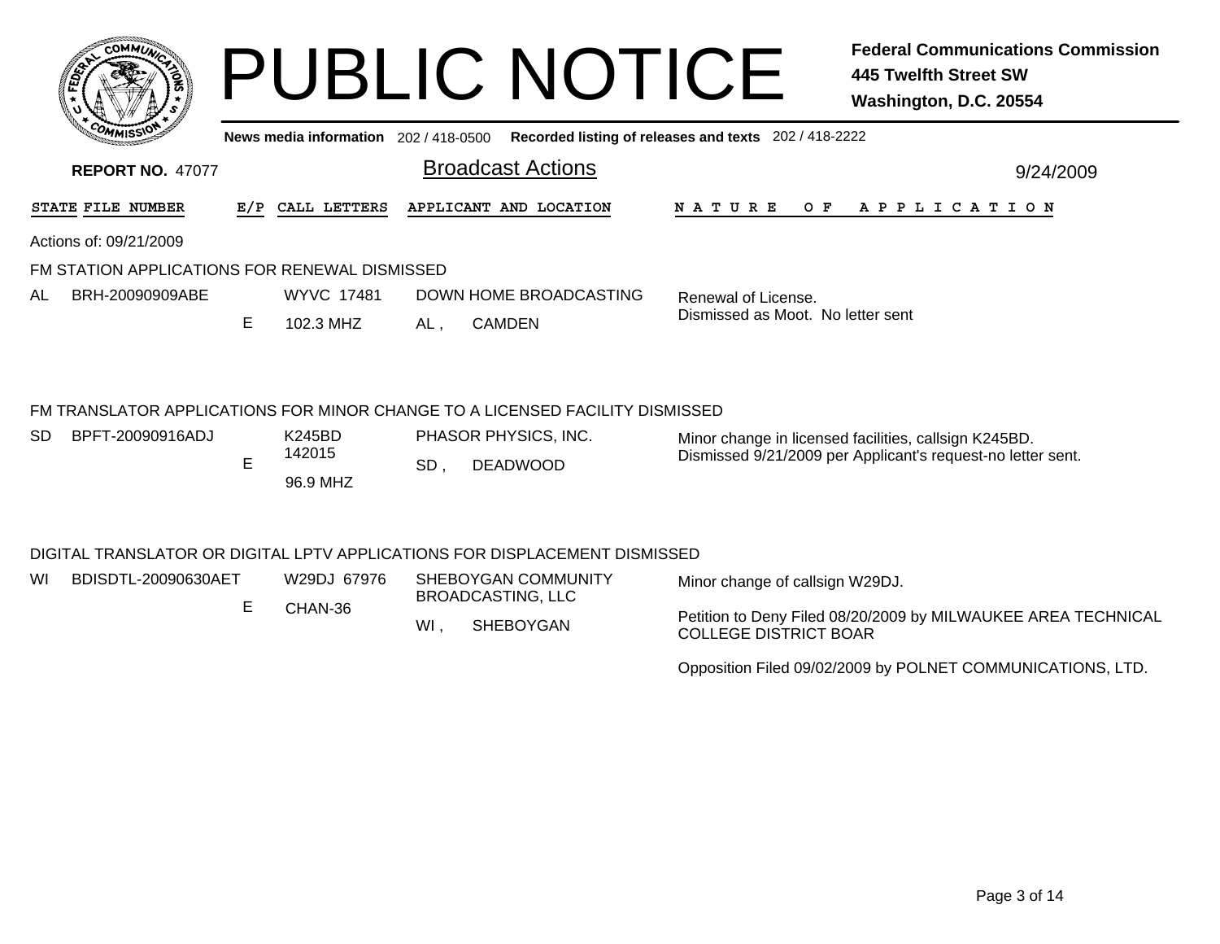# PUBLIC NOTICE

**Federal Communications Commission**
**445 Twelfth Street SW**
**Washington, D.C. 20554**

**News media information** 202 / 418-0500 **Recorded listing of releases and texts** 202 / 418-2222

**REPORT NO.** 47077

## Broadcast Actions

9/24/2009

| STATE | FILE NUMBER | E/P | CALL LETTERS | APPLICANT AND LOCATION | NATURE OF APPLICATION |
|---|---|---|---|---|---|

Actions of: 09/21/2009

### FM STATION APPLICATIONS FOR RENEWAL DISMISSED

| STATE | FILE NUMBER | E/P | CALL LETTERS | APPLICANT AND LOCATION | NATURE OF APPLICATION |
|---|---|---|---|---|---|
| AL | BRH-20090909ABE | E | WYVC 17481 102.3 MHZ | DOWN HOME BROADCASTING AL , CAMDEN | Renewal of License. Dismissed as Moot. No letter sent |

### FM TRANSLATOR APPLICATIONS FOR MINOR CHANGE TO A LICENSED FACILITY DISMISSED

| STATE | FILE NUMBER | E/P | CALL LETTERS | APPLICANT AND LOCATION | NATURE OF APPLICATION |
|---|---|---|---|---|---|
| SD | BPFT-20090916ADJ | E | K245BD 142015 96.9 MHZ | PHASOR PHYSICS, INC. SD , DEADWOOD | Minor change in licensed facilities, callsign K245BD. Dismissed 9/21/2009 per Applicant's request-no letter sent. |

### DIGITAL TRANSLATOR OR DIGITAL LPTV APPLICATIONS FOR DISPLACEMENT DISMISSED

| STATE | FILE NUMBER | E/P | CALL LETTERS | APPLICANT AND LOCATION | NATURE OF APPLICATION |
|---|---|---|---|---|---|
| WI | BDISDTL-20090630AET | E | W29DJ 67976 CHAN-36 | SHEBOYGAN COMMUNITY BROADCASTING, LLC WI , SHEBOYGAN | Minor change of callsign W29DJ. Petition to Deny Filed 08/20/2009 by MILWAUKEE AREA TECHNICAL COLLEGE DISTRICT BOAR Opposition Filed 09/02/2009 by POLNET COMMUNICATIONS, LTD. |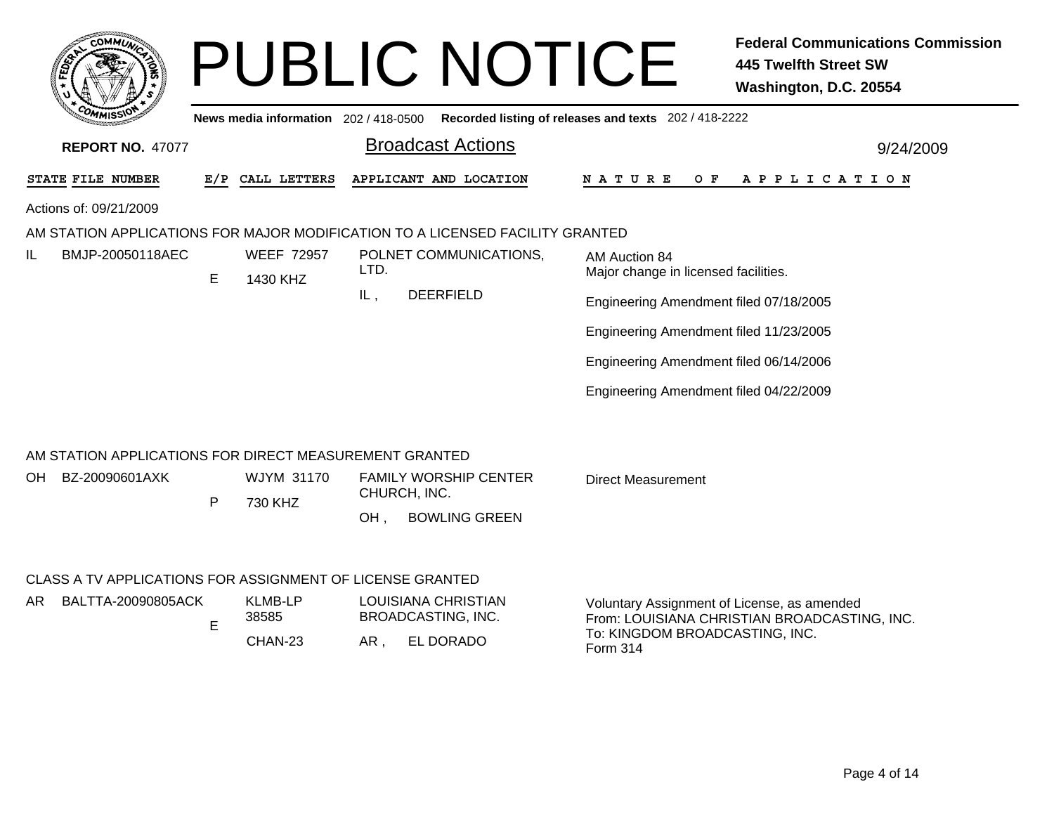# PUBLIC NOTICE

**Federal Communications Commission**
**445 Twelfth Street SW**
**Washington, D.C. 20554**

**News media information** 202 / 418-0500 **Recorded listing of releases and texts** 202 / 418-2222

**REPORT NO.** 47077

## Broadcast Actions

9/24/2009

| STATE | FILE NUMBER | E/P | CALL LETTERS | APPLICANT AND LOCATION | NATURE OF APPLICATION |
|---|---|---|---|---|---|

Actions of: 09/21/2009

### AM STATION APPLICATIONS FOR MAJOR MODIFICATION TO A LICENSED FACILITY GRANTED

| STATE | FILE NUMBER | E/P | CALL LETTERS | APPLICANT AND LOCATION | NATURE OF APPLICATION |
|---|---|---|---|---|---|
| IL | BMJP-20050118AEC | E | WEEF 72957<br>1430 KHZ | POLNET COMMUNICATIONS, LTD.<br>IL , DEERFIELD | AM Auction 84<br>Major change in licensed facilities.<br>Engineering Amendment filed 07/18/2005<br>Engineering Amendment filed 11/23/2005<br>Engineering Amendment filed 06/14/2006<br>Engineering Amendment filed 04/22/2009 |

### AM STATION APPLICATIONS FOR DIRECT MEASUREMENT GRANTED

| STATE | FILE NUMBER | E/P | CALL LETTERS | APPLICANT AND LOCATION | NATURE OF APPLICATION |
|---|---|---|---|---|---|
| OH | BZ-20090601AXK | P | WJYM 31170<br>730 KHZ | FAMILY WORSHIP CENTER CHURCH, INC.<br>OH , BOWLING GREEN | Direct Measurement |

### CLASS A TV APPLICATIONS FOR ASSIGNMENT OF LICENSE GRANTED

| STATE | FILE NUMBER | E/P | CALL LETTERS | APPLICANT AND LOCATION | NATURE OF APPLICATION |
|---|---|---|---|---|---|
| AR | BALTTA-20090805ACK | E | KLMB-LP 38585<br>CHAN-23 | LOUISIANA CHRISTIAN BROADCASTING, INC.<br>AR , EL DORADO | Voluntary Assignment of License, as amended<br>From: LOUISIANA CHRISTIAN BROADCASTING, INC.<br>To: KINGDOM BROADCASTING, INC.<br>Form 314 |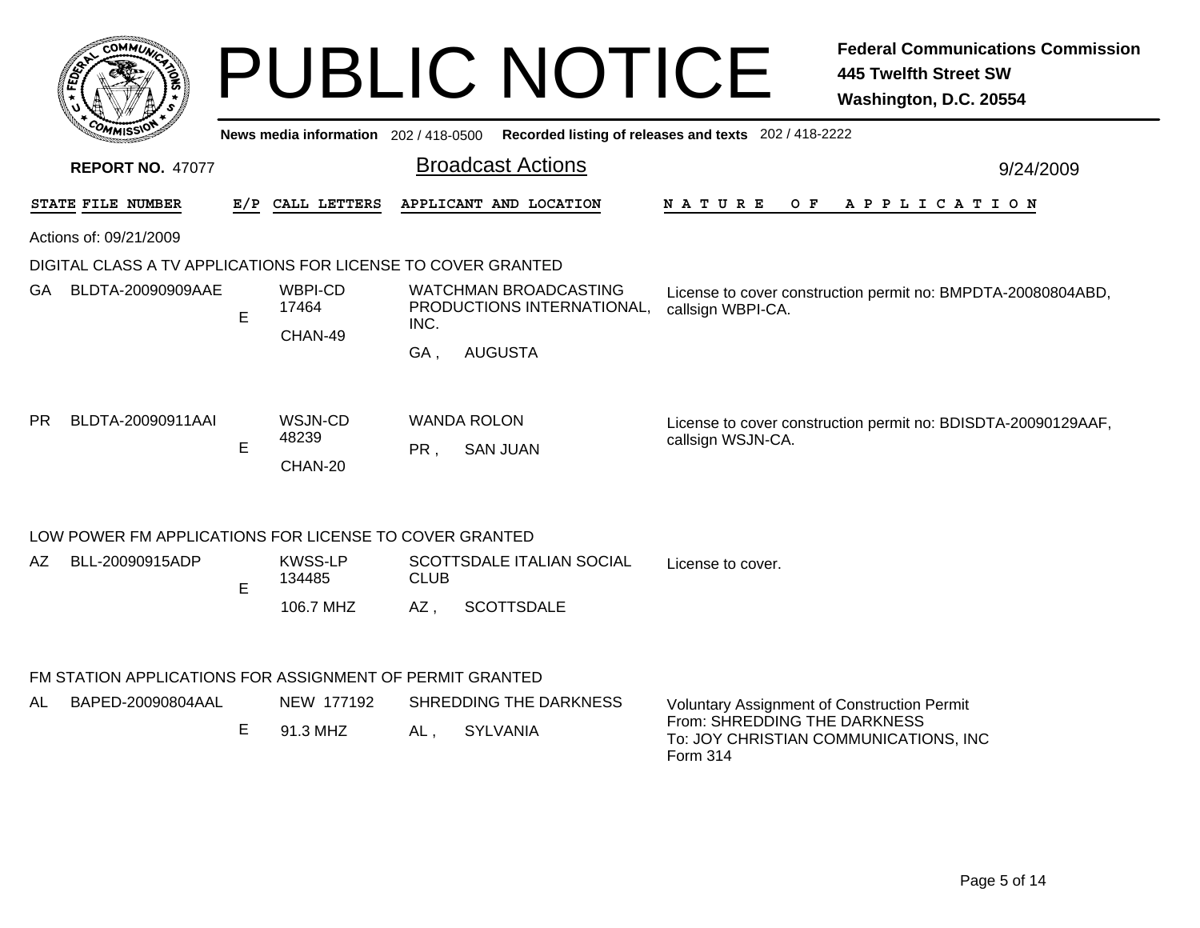# PUBLIC NOTICE

**Federal Communications Commission**
**445 Twelfth Street SW**
**Washington, D.C. 20554**

News media information 202 / 418-0500 Recorded listing of releases and texts 202 / 418-2222

**REPORT NO. 47077**

## Broadcast Actions

9/24/2009

| STATE | FILE NUMBER | E/P | CALL LETTERS | APPLICANT AND LOCATION | NATURE OF APPLICATION |
|---|---|---|---|---|---|

Actions of: 09/21/2009

### DIGITAL CLASS A TV APPLICATIONS FOR LICENSE TO COVER GRANTED

| STATE | FILE NUMBER | E/P | CALL LETTERS | APPLICANT AND LOCATION | NATURE OF APPLICATION |
|---|---|---|---|---|---|
| GA | BLDTA-20090909AAE | E | WBPI-CD 17464 CHAN-49 | WATCHMAN BROADCASTING PRODUCTIONS INTERNATIONAL, INC. GA , AUGUSTA | License to cover construction permit no: BMPDTA-20080804ABD, callsign WBPI-CA. |
| PR | BLDTA-20090911AAI | E | WSJN-CD 48239 CHAN-20 | WANDA ROLON PR , SAN JUAN | License to cover construction permit no: BDISDTA-20090129AAF, callsign WSJN-CA. |

### LOW POWER FM APPLICATIONS FOR LICENSE TO COVER GRANTED

| STATE | FILE NUMBER | E/P | CALL LETTERS | APPLICANT AND LOCATION | NATURE OF APPLICATION |
|---|---|---|---|---|---|
| AZ | BLL-20090915ADP | E | KWSS-LP 134485 106.7 MHZ | SCOTTSDALE ITALIAN SOCIAL CLUB AZ , SCOTTSDALE | License to cover. |

### FM STATION APPLICATIONS FOR ASSIGNMENT OF PERMIT GRANTED

| STATE | FILE NUMBER | E/P | CALL LETTERS | APPLICANT AND LOCATION | NATURE OF APPLICATION |
|---|---|---|---|---|---|
| AL | BAPED-20090804AAL | E | NEW 177192 91.3 MHZ | SHREDDING THE DARKNESS AL , SYLVANIA | Voluntary Assignment of Construction Permit From: SHREDDING THE DARKNESS To: JOY CHRISTIAN COMMUNICATIONS, INC Form 314 |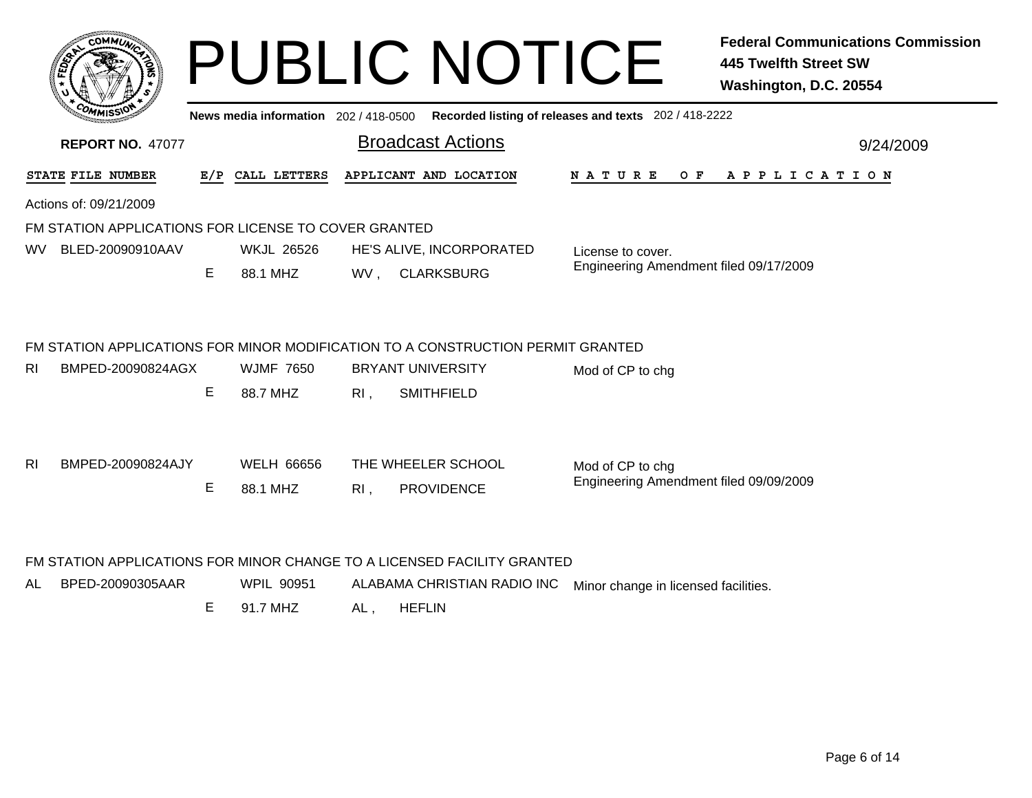# PUBLIC NOTICE

**Federal Communications Commission**
**445 Twelfth Street SW**
**Washington, D.C. 20554**

News media information 202 / 418-0500 Recorded listing of releases and texts 202 / 418-2222

**REPORT NO.** 47077

## Broadcast Actions

9/24/2009

| STATE | FILE NUMBER | E/P | CALL LETTERS | APPLICANT AND LOCATION | NATURE OF APPLICATION |
|---|---|---|---|---|---|

Actions of: 09/21/2009

### FM STATION APPLICATIONS FOR LICENSE TO COVER GRANTED

| STATE | FILE NUMBER | E/P | CALL LETTERS | APPLICANT AND LOCATION | NATURE OF APPLICATION |
|---|---|---|---|---|---|
| WV | BLED-20090910AAV | | WKJL 26526 | HE'S ALIVE, INCORPORATED | License to cover. |
| | | E | 88.1 MHZ | WV , CLARKSBURG | Engineering Amendment filed 09/17/2009 |

### FM STATION APPLICATIONS FOR MINOR MODIFICATION TO A CONSTRUCTION PERMIT GRANTED

| STATE | FILE NUMBER | E/P | CALL LETTERS | APPLICANT AND LOCATION | NATURE OF APPLICATION |
|---|---|---|---|---|---|
| RI | BMPED-20090824AGX | | WJMF 7650 | BRYANT UNIVERSITY | Mod of CP to chg |
| | | E | 88.7 MHZ | RI , SMITHFIELD | |
| RI | BMPED-20090824AJY | | WELH 66656 | THE WHEELER SCHOOL | Mod of CP to chg |
| | | E | 88.1 MHZ | RI , PROVIDENCE | Engineering Amendment filed 09/09/2009 |

### FM STATION APPLICATIONS FOR MINOR CHANGE TO A LICENSED FACILITY GRANTED

| STATE | FILE NUMBER | E/P | CALL LETTERS | APPLICANT AND LOCATION | NATURE OF APPLICATION |
|---|---|---|---|---|---|
| AL | BPED-20090305AAR | | WPIL 90951 | ALABAMA CHRISTIAN RADIO INC | Minor change in licensed facilities. |
| | | E | 91.7 MHZ | AL , HEFLIN | |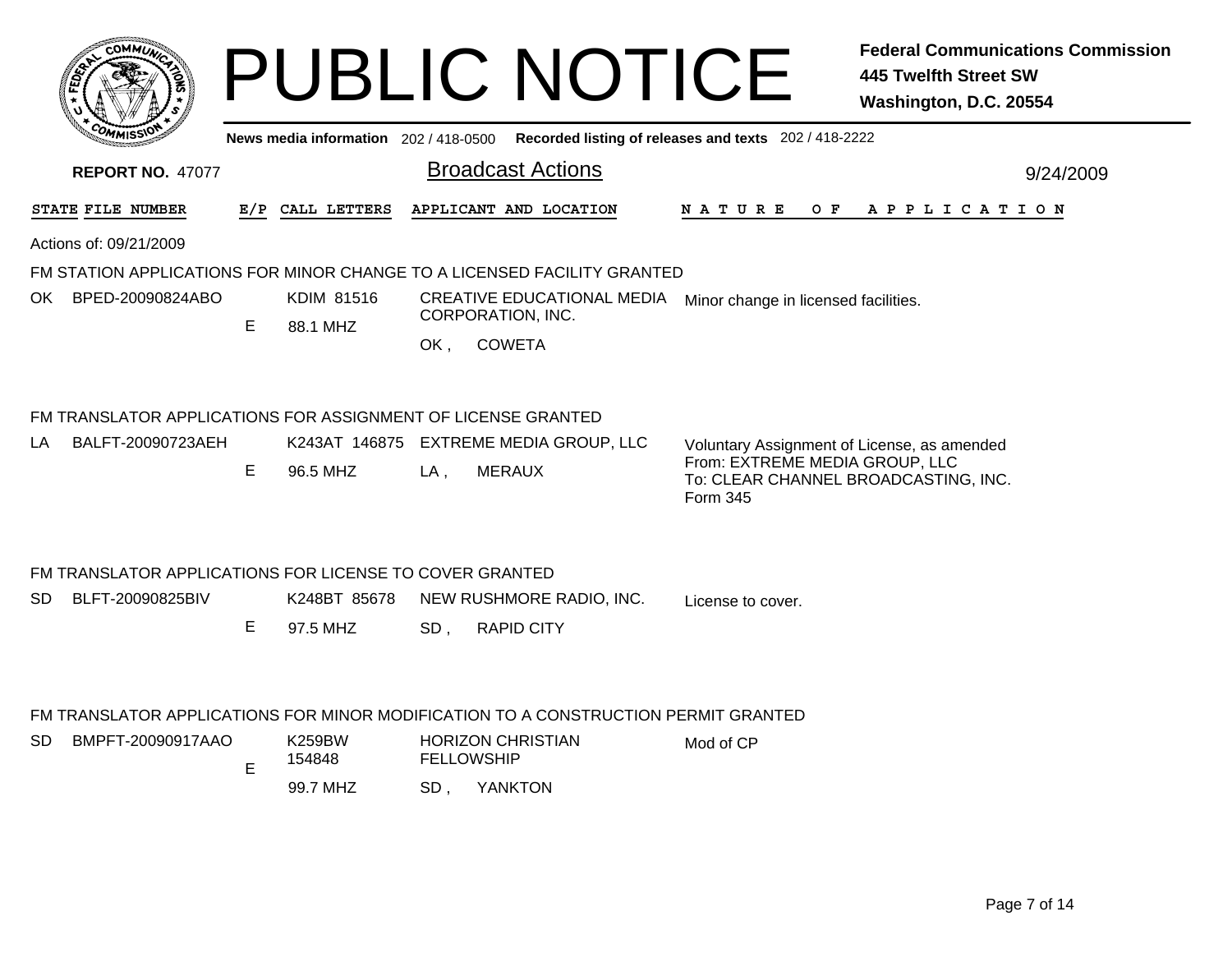# PUBLIC NOTICE

**Federal Communications Commission**
**445 Twelfth Street SW**
**Washington, D.C. 20554**

News media information 202 / 418-0500 Recorded listing of releases and texts 202 / 418-2222

**REPORT NO.** 47077

## Broadcast Actions

9/24/2009

| STATE | FILE NUMBER | E/P | CALL LETTERS | APPLICANT AND LOCATION | NATURE OF APPLICATION |
|---|---|---|---|---|---|

Actions of: 09/21/2009

### FM STATION APPLICATIONS FOR MINOR CHANGE TO A LICENSED FACILITY GRANTED

| STATE | FILE NUMBER | E/P | CALL LETTERS | APPLICANT AND LOCATION | NATURE OF APPLICATION |
|---|---|---|---|---|---|
| OK | BPED-20090824ABO | E | KDIM 81516<br>88.1 MHZ | CREATIVE EDUCATIONAL MEDIA CORPORATION, INC.<br>OK , COWETA | Minor change in licensed facilities. |

### FM TRANSLATOR APPLICATIONS FOR ASSIGNMENT OF LICENSE GRANTED

| STATE | FILE NUMBER | E/P | CALL LETTERS | APPLICANT AND LOCATION | NATURE OF APPLICATION |
|---|---|---|---|---|---|
| LA | BALFT-20090723AEH | E | K243AT 146875<br>96.5 MHZ | EXTREME MEDIA GROUP, LLC<br>LA , MERAUX | Voluntary Assignment of License, as amended<br>From: EXTREME MEDIA GROUP, LLC<br>To: CLEAR CHANNEL BROADCASTING, INC.<br>Form 345 |

### FM TRANSLATOR APPLICATIONS FOR LICENSE TO COVER GRANTED

| STATE | FILE NUMBER | E/P | CALL LETTERS | APPLICANT AND LOCATION | NATURE OF APPLICATION |
|---|---|---|---|---|---|
| SD | BLFT-20090825BIV | E | K248BT 85678<br>97.5 MHZ | NEW RUSHMORE RADIO, INC.<br>SD , RAPID CITY | License to cover. |

### FM TRANSLATOR APPLICATIONS FOR MINOR MODIFICATION TO A CONSTRUCTION PERMIT GRANTED

| STATE | FILE NUMBER | E/P | CALL LETTERS | APPLICANT AND LOCATION | NATURE OF APPLICATION |
|---|---|---|---|---|---|
| SD | BMPFT-20090917AAO | E | K259BW 154848<br>99.7 MHZ | HORIZON CHRISTIAN FELLOWSHIP<br>SD , YANKTON | Mod of CP |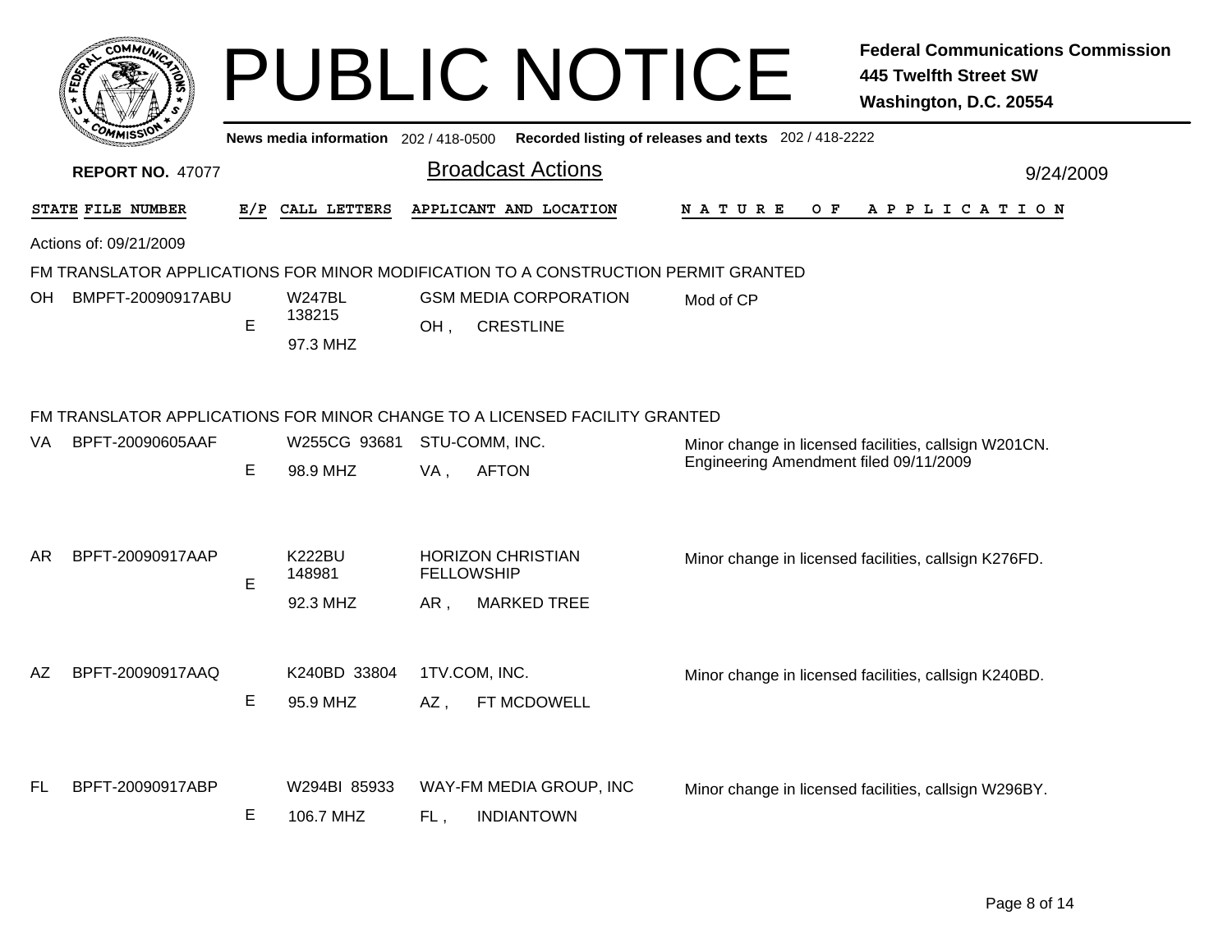# PUBLIC NOTICE

**Federal Communications Commission**
**445 Twelfth Street SW**
**Washington, D.C. 20554**

News media information 202 / 418-0500 Recorded listing of releases and texts 202 / 418-2222

**REPORT NO.** 47077

## Broadcast Actions

9/24/2009

| STATE | FILE NUMBER | E/P | CALL LETTERS | APPLICANT AND LOCATION | NATURE OF APPLICATION |
|---|---|---|---|---|---|

Actions of: 09/21/2009

### FM TRANSLATOR APPLICATIONS FOR MINOR MODIFICATION TO A CONSTRUCTION PERMIT GRANTED

| STATE | FILE NUMBER | E/P | CALL LETTERS | APPLICANT AND LOCATION | NATURE OF APPLICATION |
|---|---|---|---|---|---|
| OH | BMPFT-20090917ABU | E | W247BL 138215 97.3 MHZ | GSM MEDIA CORPORATION OH , CRESTLINE | Mod of CP |

### FM TRANSLATOR APPLICATIONS FOR MINOR CHANGE TO A LICENSED FACILITY GRANTED

| STATE | FILE NUMBER | E/P | CALL LETTERS | APPLICANT AND LOCATION | NATURE OF APPLICATION |
|---|---|---|---|---|---|
| VA | BPFT-20090605AAF | E | W255CG 93681 98.9 MHZ | STU-COMM, INC. VA , AFTON | Minor change in licensed facilities, callsign W201CN. Engineering Amendment filed 09/11/2009 |
| AR | BPFT-20090917AAP | E | K222BU 148981 92.3 MHZ | HORIZON CHRISTIAN FELLOWSHIP AR , MARKED TREE | Minor change in licensed facilities, callsign K276FD. |
| AZ | BPFT-20090917AAQ | E | K240BD 33804 95.9 MHZ | 1TV.COM, INC. AZ , FT MCDOWELL | Minor change in licensed facilities, callsign K240BD. |
| FL | BPFT-20090917ABP | E | W294BI 85933 106.7 MHZ | WAY-FM MEDIA GROUP, INC FL , INDIANTOWN | Minor change in licensed facilities, callsign W296BY. |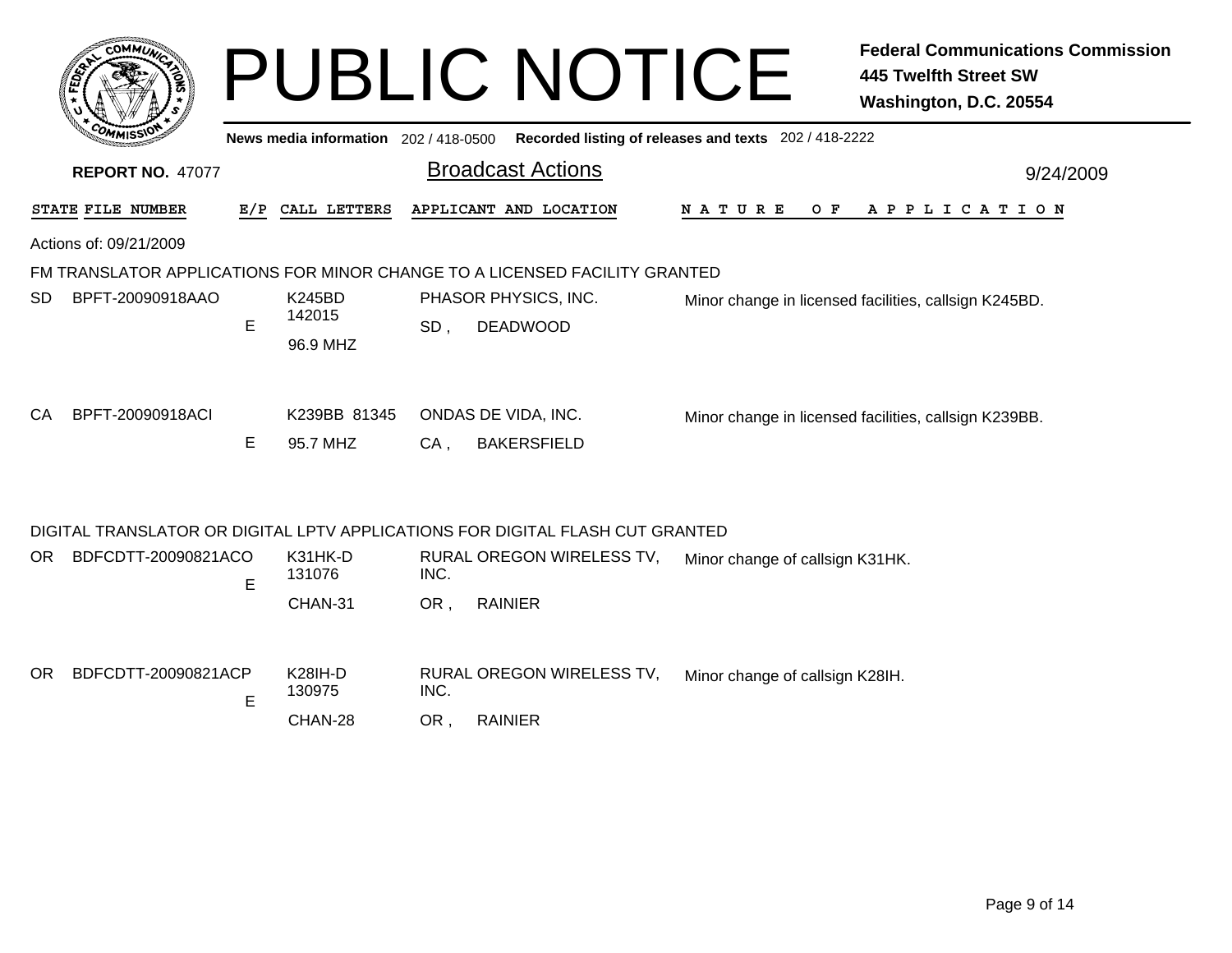# PUBLIC NOTICE

**Federal Communications Commission**
**445 Twelfth Street SW**
**Washington, D.C. 20554**

**News media information** 202 / 418-0500 **Recorded listing of releases and texts** 202 / 418-2222

**REPORT NO.** 47077

## Broadcast Actions

9/24/2009

| STATE | FILE NUMBER | E/P | CALL LETTERS | APPLICANT AND LOCATION | NATURE OF APPLICATION |
|---|---|---|---|---|---|

Actions of: 09/21/2009

### FM TRANSLATOR APPLICATIONS FOR MINOR CHANGE TO A LICENSED FACILITY GRANTED

| STATE | FILE NUMBER | E/P | CALL LETTERS | APPLICANT AND LOCATION | NATURE OF APPLICATION |
|---|---|---|---|---|---|
| SD | BPFT-20090918AAO | E | K245BD 142015 96.9 MHZ | PHASOR PHYSICS, INC. SD , DEADWOOD | Minor change in licensed facilities, callsign K245BD. |
| CA | BPFT-20090918ACI | E | K239BB 81345 95.7 MHZ | ONDAS DE VIDA, INC. CA , BAKERSFIELD | Minor change in licensed facilities, callsign K239BB. |

### DIGITAL TRANSLATOR OR DIGITAL LPTV APPLICATIONS FOR DIGITAL FLASH CUT GRANTED

| STATE | FILE NUMBER | E/P | CALL LETTERS | APPLICANT AND LOCATION | NATURE OF APPLICATION |
|---|---|---|---|---|---|
| OR | BDFCDTT-20090821ACO | E | K31HK-D 131076 CHAN-31 | RURAL OREGON WIRELESS TV, INC. OR , RAINIER | Minor change of callsign K31HK. |
| OR | BDFCDTT-20090821ACP | E | K28IH-D 130975 CHAN-28 | RURAL OREGON WIRELESS TV, INC. OR , RAINIER | Minor change of callsign K28IH. |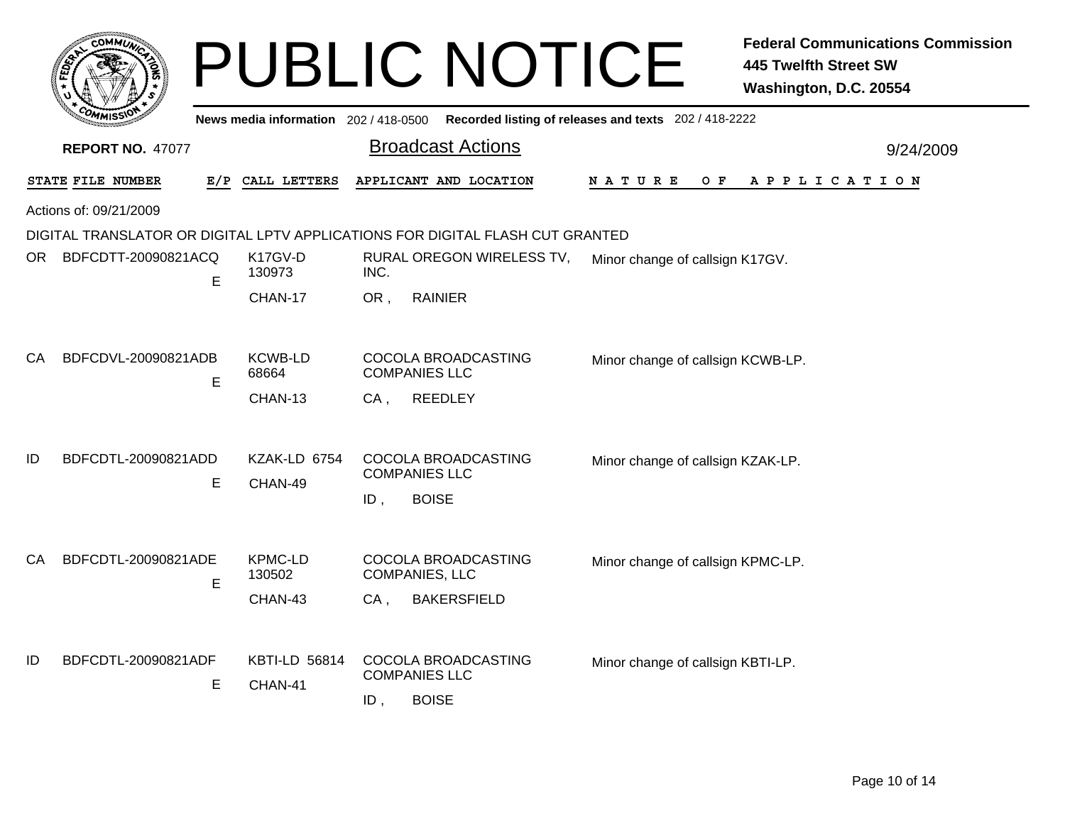# PUBLIC NOTICE

**Federal Communications Commission**
**445 Twelfth Street SW**
**Washington, D.C. 20554**

News media information 202 / 418-0500 Recorded listing of releases and texts 202 / 418-2222

**REPORT NO.** 47077

## Broadcast Actions

9/24/2009

Actions of: 09/21/2009

DIGITAL TRANSLATOR OR DIGITAL LPTV APPLICATIONS FOR DIGITAL FLASH CUT GRANTED

| STATE | FILE NUMBER | E/P | CALL LETTERS | APPLICANT AND LOCATION | NATURE OF APPLICATION |
|---|---|---|---|---|---|
| OR | BDFCDTT-20090821ACQ | E | K17GV-D 130973 CHAN-17 | RURAL OREGON WIRELESS TV, INC. OR , RAINIER | Minor change of callsign K17GV. |
| CA | BDFCDVL-20090821ADB | E | KCWB-LD 68664 CHAN-13 | COCOLA BROADCASTING COMPANIES LLC CA , REEDLEY | Minor change of callsign KCWB-LP. |
| ID | BDFCDTL-20090821ADD | E | KZAK-LD 6754 CHAN-49 | COCOLA BROADCASTING COMPANIES LLC ID , BOISE | Minor change of callsign KZAK-LP. |
| CA | BDFCDTL-20090821ADE | E | KPMC-LD 130502 CHAN-43 | COCOLA BROADCASTING COMPANIES, LLC CA , BAKERSFIELD | Minor change of callsign KPMC-LP. |
| ID | BDFCDTL-20090821ADF | E | KBTI-LD 56814 CHAN-41 | COCOLA BROADCASTING COMPANIES LLC ID , BOISE | Minor change of callsign KBTI-LP. |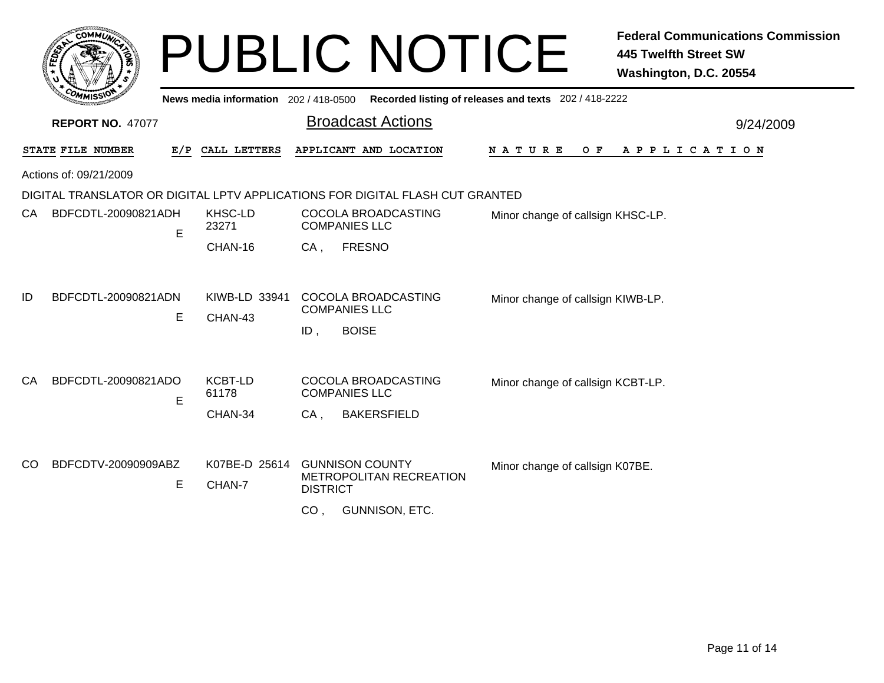# PUBLIC NOTICE

**Federal Communications Commission**
**445 Twelfth Street SW**
**Washington, D.C. 20554**

News media information 202 / 418-0500 Recorded listing of releases and texts 202 / 418-2222

**REPORT NO.** 47077

## Broadcast Actions

9/24/2009

| STATE | FILE NUMBER | E/P | CALL LETTERS | APPLICANT AND LOCATION | NATURE OF APPLICATION |
|---|---|---|---|---|---|

Actions of: 09/21/2009

DIGITAL TRANSLATOR OR DIGITAL LPTV APPLICATIONS FOR DIGITAL FLASH CUT GRANTED

| STATE | FILE NUMBER | E/P | CALL LETTERS | APPLICANT AND LOCATION | NATURE OF APPLICATION |
|---|---|---|---|---|---|
| CA | BDFCDTL-20090821ADH | E | KHSC-LD 23271 CHAN-16 | COCOLA BROADCASTING COMPANIES LLC CA , FRESNO | Minor change of callsign KHSC-LP. |
| ID | BDFCDTL-20090821ADN | E | KIWB-LD 33941 CHAN-43 | COCOLA BROADCASTING COMPANIES LLC ID , BOISE | Minor change of callsign KIWB-LP. |
| CA | BDFCDTL-20090821ADO | E | KCBT-LD 61178 CHAN-34 | COCOLA BROADCASTING COMPANIES LLC CA , BAKERSFIELD | Minor change of callsign KCBT-LP. |
| CO | BDFCDTV-20090909ABZ | E | K07BE-D 25614 CHAN-7 | GUNNISON COUNTY METROPOLITAN RECREATION DISTRICT CO , GUNNISON, ETC. | Minor change of callsign K07BE. |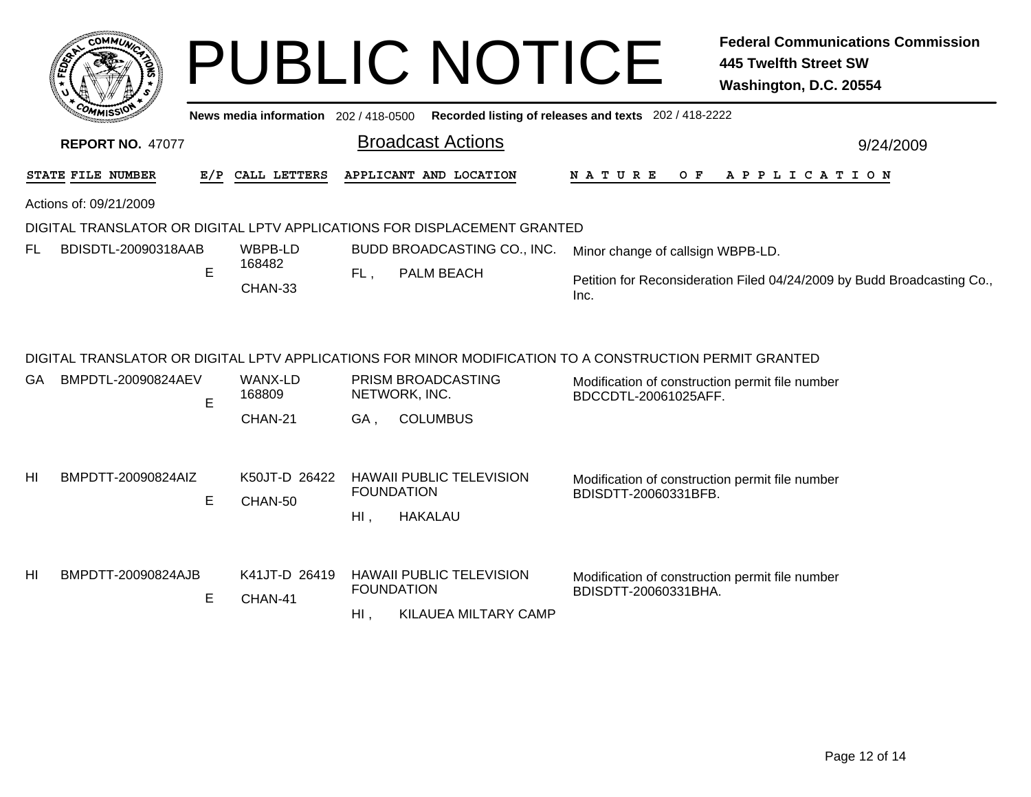# PUBLIC NOTICE

**Federal Communications Commission**
**445 Twelfth Street SW**
**Washington, D.C. 20554**

News media information 202 / 418-0500 Recorded listing of releases and texts 202 / 418-2222

**REPORT NO.** 47077

## Broadcast Actions

9/24/2009

Actions of: 09/21/2009

### DIGITAL TRANSLATOR OR DIGITAL LPTV APPLICATIONS FOR DISPLACEMENT GRANTED

| STATE | FILE NUMBER | E/P | CALL LETTERS | APPLICANT AND LOCATION | NATURE OF APPLICATION |
|---|---|---|---|---|---|
| FL | BDISDTL-20090318AAB | E | WBPB-LD 168482 CHAN-33 | BUDD BROADCASTING CO., INC. FL , PALM BEACH | Minor change of callsign WBPB-LD. Petition for Reconsideration Filed 04/24/2009 by Budd Broadcasting Co., Inc. |

### DIGITAL TRANSLATOR OR DIGITAL LPTV APPLICATIONS FOR MINOR MODIFICATION TO A CONSTRUCTION PERMIT GRANTED

| STATE | FILE NUMBER | E/P | CALL LETTERS | APPLICANT AND LOCATION | NATURE OF APPLICATION |
|---|---|---|---|---|---|
| GA | BMPDTL-20090824AEV | E | WANX-LD 168809 CHAN-21 | PRISM BROADCASTING NETWORK, INC. GA , COLUMBUS | Modification of construction permit file number BDCCDTL-20061025AFF. |
| HI | BMPDTT-20090824AIZ | E | K50JT-D 26422 CHAN-50 | HAWAII PUBLIC TELEVISION FOUNDATION HI , HAKALAU | Modification of construction permit file number BDISDTT-20060331BFB. |
| HI | BMPDTT-20090824AJB | E | K41JT-D 26419 CHAN-41 | HAWAII PUBLIC TELEVISION FOUNDATION HI , KILAUEA MILITARY CAMP | Modification of construction permit file number BDISDTT-20060331BHA. |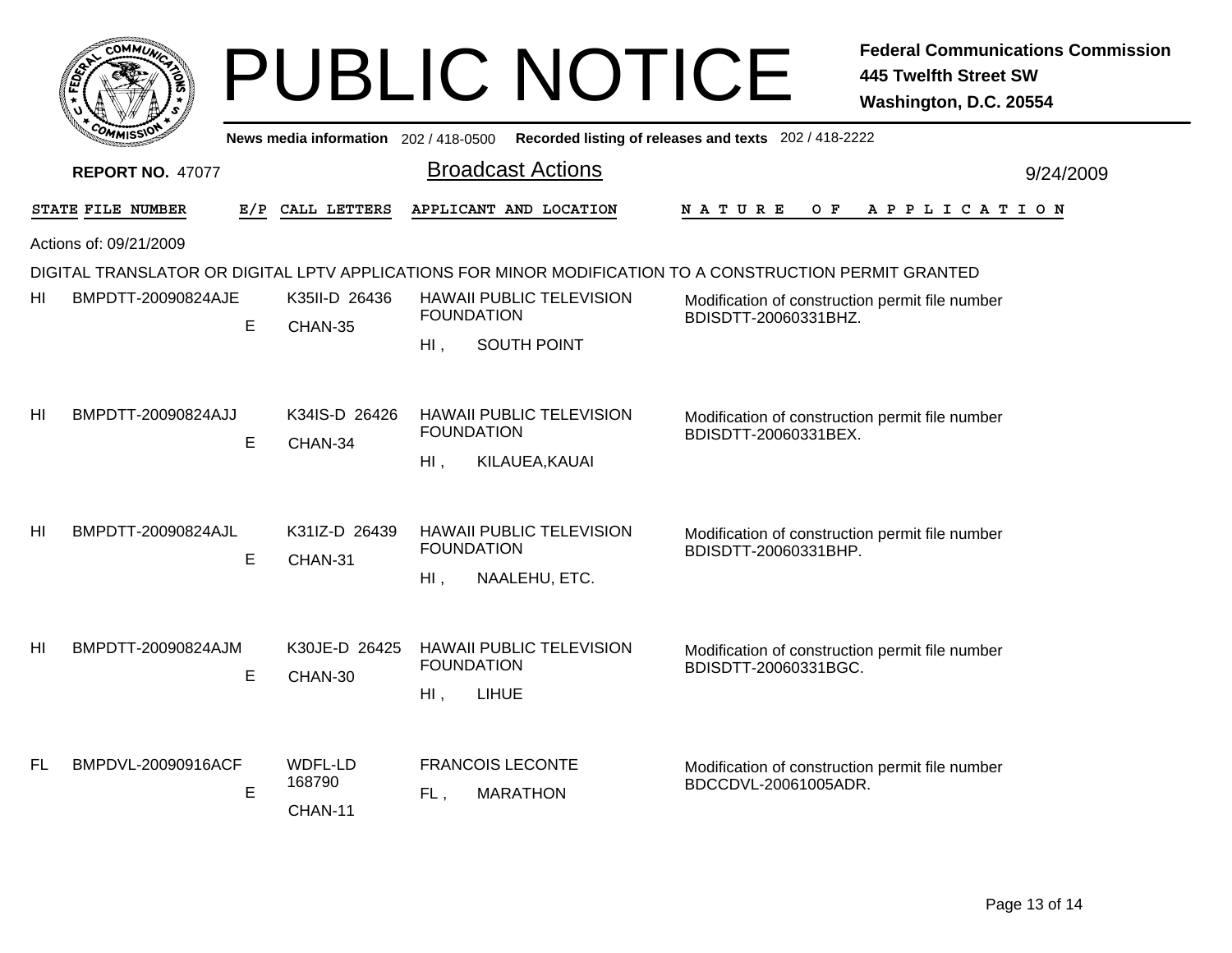# PUBLIC NOTICE

**Federal Communications Commission**
**445 Twelfth Street SW**
**Washington, D.C. 20554**

News media information 202 / 418-0500 Recorded listing of releases and texts 202 / 418-2222

**REPORT NO.** 47077

## Broadcast Actions

9/24/2009

Actions of: 09/21/2009

DIGITAL TRANSLATOR OR DIGITAL LPTV APPLICATIONS FOR MINOR MODIFICATION TO A CONSTRUCTION PERMIT GRANTED

| STATE | FILE NUMBER | E/P | CALL LETTERS | APPLICANT AND LOCATION | NATURE OF APPLICATION |
|---|---|---|---|---|---|
| HI | BMPDTT-20090824AJE | E | K35II-D 26436 CHAN-35 | HAWAII PUBLIC TELEVISION FOUNDATION HI , SOUTH POINT | Modification of construction permit file number BDISDTT-20060331BHZ. |
| HI | BMPDTT-20090824AJJ | E | K34IS-D 26426 CHAN-34 | HAWAII PUBLIC TELEVISION FOUNDATION HI , KILAUEA,KAUAI | Modification of construction permit file number BDISDTT-20060331BEX. |
| HI | BMPDTT-20090824AJL | E | K31IZ-D 26439 CHAN-31 | HAWAII PUBLIC TELEVISION FOUNDATION HI , NAALEHU, ETC. | Modification of construction permit file number BDISDTT-20060331BHP. |
| HI | BMPDTT-20090824AJM | E | K30JE-D 26425 CHAN-30 | HAWAII PUBLIC TELEVISION FOUNDATION HI , LIHUE | Modification of construction permit file number BDISDTT-20060331BGC. |
| FL | BMPDVL-20090916ACF | E | WDFL-LD 168790 CHAN-11 | FRANCOIS LECONTE FL , MARATHON | Modification of construction permit file number BDCCDVL-20061005ADR. |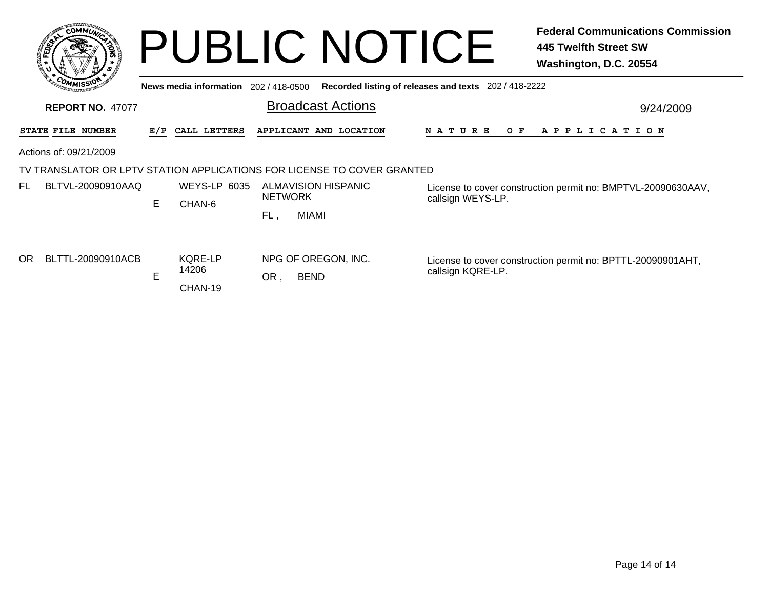# PUBLIC NOTICE

**Federal Communications Commission**
**445 Twelfth Street SW**
**Washington, D.C. 20554**

**News media information** 202 / 418-0500 **Recorded listing of releases and texts** 202 / 418-2222

**REPORT NO.** 47077

## Broadcast Actions

9/24/2009

| STATE | FILE NUMBER | E/P | CALL LETTERS | APPLICANT AND LOCATION | NATURE OF APPLICATION |
|---|---|---|---|---|---|

Actions of: 09/21/2009

TV TRANSLATOR OR LPTV STATION APPLICATIONS FOR LICENSE TO COVER GRANTED

| STATE | FILE NUMBER | E/P | CALL LETTERS | APPLICANT AND LOCATION | NATURE OF APPLICATION |
|---|---|---|---|---|---|
| FL | BLTVL-20090910AAQ | E | WEYS-LP 6035 CHAN-6 | ALMAVISION HISPANIC NETWORK FL , MIAMI | License to cover construction permit no: BMPTVL-20090630AAV, callsign WEYS-LP. |
| OR | BLTTL-20090910ACB | E | KQRE-LP 14206 CHAN-19 | NPG OF OREGON, INC. OR , BEND | License to cover construction permit no: BPTTL-20090901AHT, callsign KQRE-LP. |